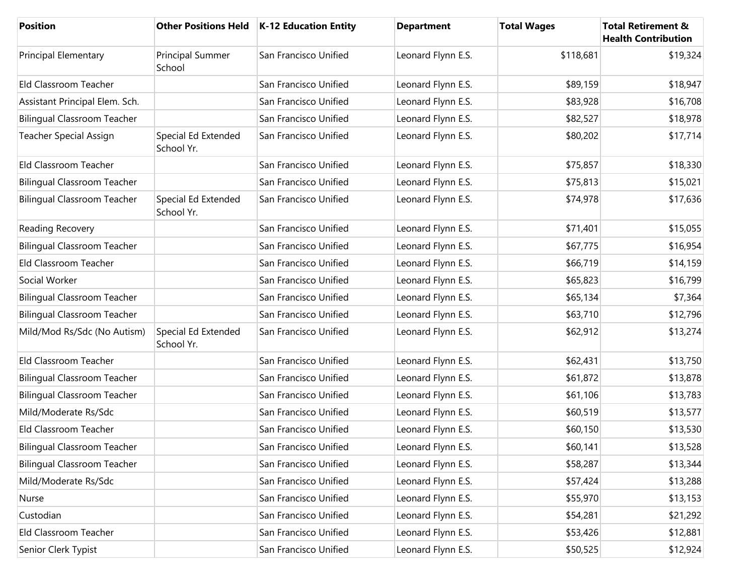| Position | Other Positions Held | K-12 Education Entity | Department | Total Wages | Total Retirement & Health Contribution |
|---|---|---|---|---|---|
| Principal Elementary | Principal Summer School | San Francisco Unified | Leonard Flynn E.S. | $118,681 | $19,324 |
| Eld Classroom Teacher | | San Francisco Unified | Leonard Flynn E.S. | $89,159 | $18,947 |
| Assistant Principal Elem. Sch. | | San Francisco Unified | Leonard Flynn E.S. | $83,928 | $16,708 |
| Bilingual Classroom Teacher | | San Francisco Unified | Leonard Flynn E.S. | $82,527 | $18,978 |
| Teacher Special Assign | Special Ed Extended School Yr. | San Francisco Unified | Leonard Flynn E.S. | $80,202 | $17,714 |
| Eld Classroom Teacher | | San Francisco Unified | Leonard Flynn E.S. | $75,857 | $18,330 |
| Bilingual Classroom Teacher | | San Francisco Unified | Leonard Flynn E.S. | $75,813 | $15,021 |
| Bilingual Classroom Teacher | Special Ed Extended School Yr. | San Francisco Unified | Leonard Flynn E.S. | $74,978 | $17,636 |
| Reading Recovery | | San Francisco Unified | Leonard Flynn E.S. | $71,401 | $15,055 |
| Bilingual Classroom Teacher | | San Francisco Unified | Leonard Flynn E.S. | $67,775 | $16,954 |
| Eld Classroom Teacher | | San Francisco Unified | Leonard Flynn E.S. | $66,719 | $14,159 |
| Social Worker | | San Francisco Unified | Leonard Flynn E.S. | $65,823 | $16,799 |
| Bilingual Classroom Teacher | | San Francisco Unified | Leonard Flynn E.S. | $65,134 | $7,364 |
| Bilingual Classroom Teacher | | San Francisco Unified | Leonard Flynn E.S. | $63,710 | $12,796 |
| Mild/Mod Rs/Sdc (No Autism) | Special Ed Extended School Yr. | San Francisco Unified | Leonard Flynn E.S. | $62,912 | $13,274 |
| Eld Classroom Teacher | | San Francisco Unified | Leonard Flynn E.S. | $62,431 | $13,750 |
| Bilingual Classroom Teacher | | San Francisco Unified | Leonard Flynn E.S. | $61,872 | $13,878 |
| Bilingual Classroom Teacher | | San Francisco Unified | Leonard Flynn E.S. | $61,106 | $13,783 |
| Mild/Moderate Rs/Sdc | | San Francisco Unified | Leonard Flynn E.S. | $60,519 | $13,577 |
| Eld Classroom Teacher | | San Francisco Unified | Leonard Flynn E.S. | $60,150 | $13,530 |
| Bilingual Classroom Teacher | | San Francisco Unified | Leonard Flynn E.S. | $60,141 | $13,528 |
| Bilingual Classroom Teacher | | San Francisco Unified | Leonard Flynn E.S. | $58,287 | $13,344 |
| Mild/Moderate Rs/Sdc | | San Francisco Unified | Leonard Flynn E.S. | $57,424 | $13,288 |
| Nurse | | San Francisco Unified | Leonard Flynn E.S. | $55,970 | $13,153 |
| Custodian | | San Francisco Unified | Leonard Flynn E.S. | $54,281 | $21,292 |
| Eld Classroom Teacher | | San Francisco Unified | Leonard Flynn E.S. | $53,426 | $12,881 |
| Senior Clerk Typist | | San Francisco Unified | Leonard Flynn E.S. | $50,525 | $12,924 |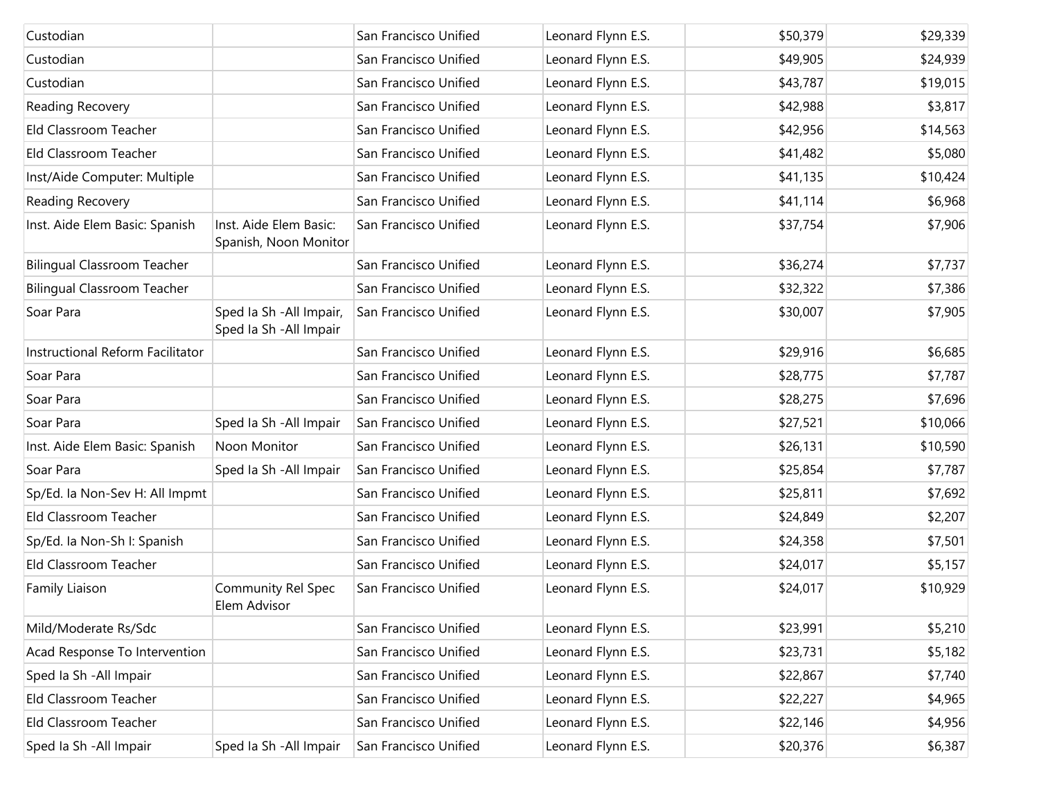| | | | | | |
|---|---|---|---|---|---|
| Custodian | | San Francisco Unified | Leonard Flynn E.S. | $50,379 | $29,339 |
| Custodian | | San Francisco Unified | Leonard Flynn E.S. | $49,905 | $24,939 |
| Custodian | | San Francisco Unified | Leonard Flynn E.S. | $43,787 | $19,015 |
| Reading Recovery | | San Francisco Unified | Leonard Flynn E.S. | $42,988 | $3,817 |
| Eld Classroom Teacher | | San Francisco Unified | Leonard Flynn E.S. | $42,956 | $14,563 |
| Eld Classroom Teacher | | San Francisco Unified | Leonard Flynn E.S. | $41,482 | $5,080 |
| Inst/Aide Computer: Multiple | | San Francisco Unified | Leonard Flynn E.S. | $41,135 | $10,424 |
| Reading Recovery | | San Francisco Unified | Leonard Flynn E.S. | $41,114 | $6,968 |
| Inst. Aide Elem Basic: Spanish | Inst. Aide Elem Basic: Spanish, Noon Monitor | San Francisco Unified | Leonard Flynn E.S. | $37,754 | $7,906 |
| Bilingual Classroom Teacher | | San Francisco Unified | Leonard Flynn E.S. | $36,274 | $7,737 |
| Bilingual Classroom Teacher | | San Francisco Unified | Leonard Flynn E.S. | $32,322 | $7,386 |
| Soar Para | Sped Ia Sh -All Impair, Sped Ia Sh -All Impair | San Francisco Unified | Leonard Flynn E.S. | $30,007 | $7,905 |
| Instructional Reform Facilitator | | San Francisco Unified | Leonard Flynn E.S. | $29,916 | $6,685 |
| Soar Para | | San Francisco Unified | Leonard Flynn E.S. | $28,775 | $7,787 |
| Soar Para | | San Francisco Unified | Leonard Flynn E.S. | $28,275 | $7,696 |
| Soar Para | Sped Ia Sh -All Impair | San Francisco Unified | Leonard Flynn E.S. | $27,521 | $10,066 |
| Inst. Aide Elem Basic: Spanish | Noon Monitor | San Francisco Unified | Leonard Flynn E.S. | $26,131 | $10,590 |
| Soar Para | Sped Ia Sh -All Impair | San Francisco Unified | Leonard Flynn E.S. | $25,854 | $7,787 |
| Sp/Ed. Ia Non-Sev H: All Impmt | | San Francisco Unified | Leonard Flynn E.S. | $25,811 | $7,692 |
| Eld Classroom Teacher | | San Francisco Unified | Leonard Flynn E.S. | $24,849 | $2,207 |
| Sp/Ed. Ia Non-Sh I: Spanish | | San Francisco Unified | Leonard Flynn E.S. | $24,358 | $7,501 |
| Eld Classroom Teacher | | San Francisco Unified | Leonard Flynn E.S. | $24,017 | $5,157 |
| Family Liaison | Community Rel Spec Elem Advisor | San Francisco Unified | Leonard Flynn E.S. | $24,017 | $10,929 |
| Mild/Moderate Rs/Sdc | | San Francisco Unified | Leonard Flynn E.S. | $23,991 | $5,210 |
| Acad Response To Intervention | | San Francisco Unified | Leonard Flynn E.S. | $23,731 | $5,182 |
| Sped Ia Sh -All Impair | | San Francisco Unified | Leonard Flynn E.S. | $22,867 | $7,740 |
| Eld Classroom Teacher | | San Francisco Unified | Leonard Flynn E.S. | $22,227 | $4,965 |
| Eld Classroom Teacher | | San Francisco Unified | Leonard Flynn E.S. | $22,146 | $4,956 |
| Sped Ia Sh -All Impair | Sped Ia Sh -All Impair | San Francisco Unified | Leonard Flynn E.S. | $20,376 | $6,387 |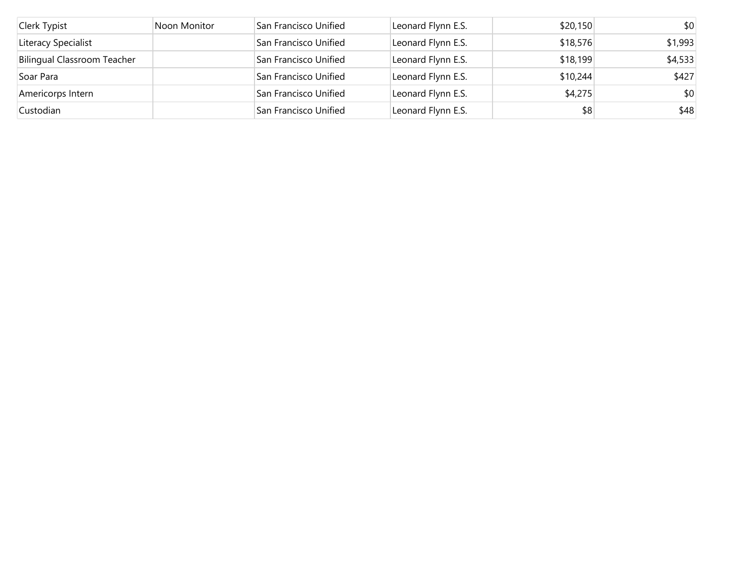| | | | | | |
|---|---|---|---|---|---|
| Clerk Typist | Noon Monitor | San Francisco Unified | Leonard Flynn E.S. | $20,150 | $0 |
| Literacy Specialist | | San Francisco Unified | Leonard Flynn E.S. | $18,576 | $1,993 |
| Bilingual Classroom Teacher | | San Francisco Unified | Leonard Flynn E.S. | $18,199 | $4,533 |
| Soar Para | | San Francisco Unified | Leonard Flynn E.S. | $10,244 | $427 |
| Americorps Intern | | San Francisco Unified | Leonard Flynn E.S. | $4,275 | $0 |
| Custodian | | San Francisco Unified | Leonard Flynn E.S. | $8 | $48 |